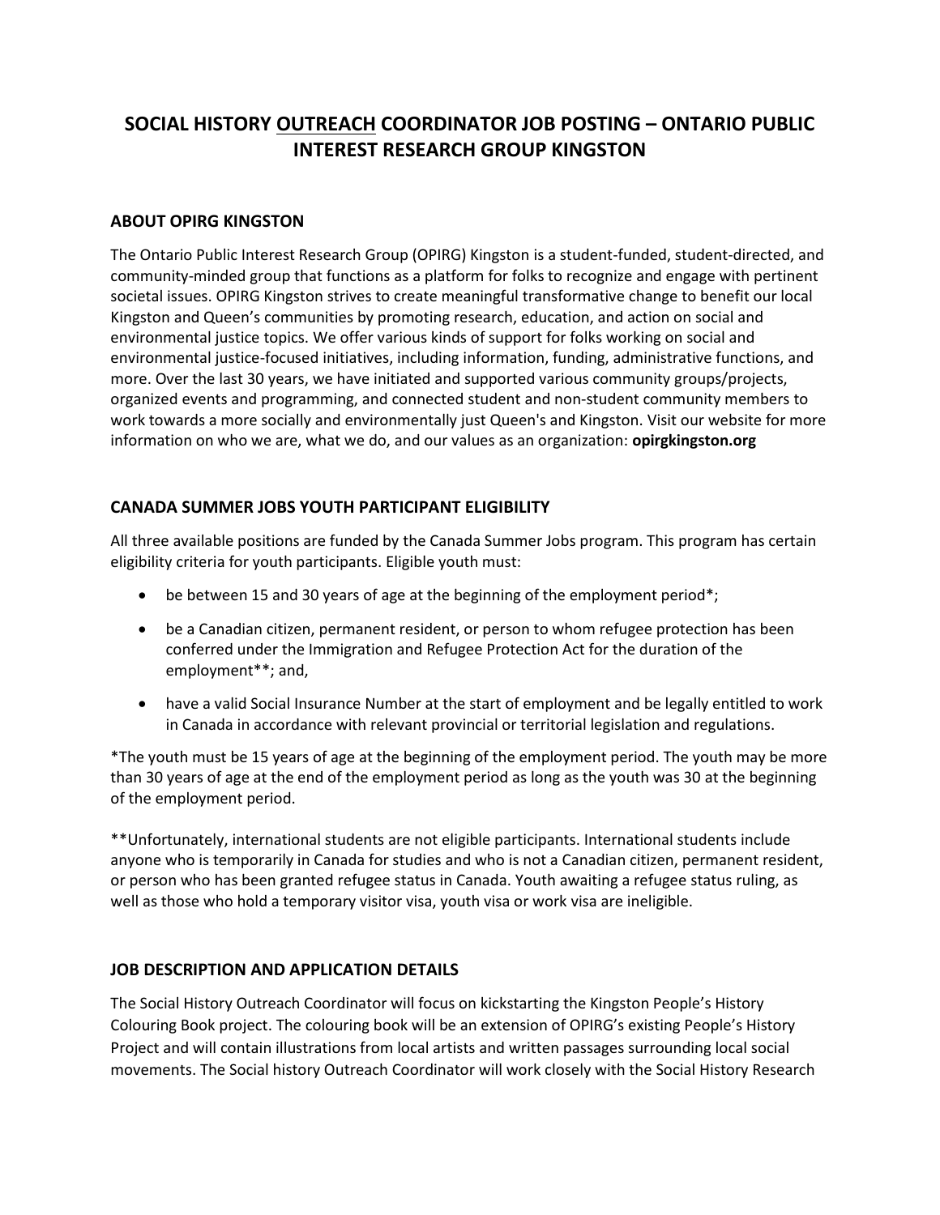# SOCIAL HISTORY <u>OUTREACH</u> COORDINATOR JOB POSTING – ONTARIO PUBLIC INTEREST RESEARCH GROUP KINGSTON

## ABOUT OPIRG KINGSTON

The Ontario Public Interest Research Group (OPIRG) Kingston is a student-funded, student-directed, and community-minded group that functions as a platform for folks to recognize and engage with pertinent societal issues. OPIRG Kingston strives to create meaningful transformative change to benefit our local Kingston and Queen's communities by promoting research, education, and action on social and environmental justice topics. We offer various kinds of support for folks working on social and environmental justice-focused initiatives, including information, funding, administrative functions, and more. Over the last 30 years, we have initiated and supported various community groups/projects, organized events and programming, and connected student and non-student community members to work towards a more socially and environmentally just Queen's and Kingston. Visit our website for more information on who we are, what we do, and our values as an organization: **opirgkingston.org**

## CANADA SUMMER JOBS YOUTH PARTICIPANT ELIGIBILITY

All three available positions are funded by the Canada Summer Jobs program. This program has certain eligibility criteria for youth participants. Eligible youth must:

- be between 15 and 30 years of age at the beginning of the employment period*;
- be a Canadian citizen, permanent resident, or person to whom refugee protection has been conferred under the Immigration and Refugee Protection Act for the duration of the employment**; and,
- have a valid Social Insurance Number at the start of employment and be legally entitled to work in Canada in accordance with relevant provincial or territorial legislation and regulations.

*The youth must be 15 years of age at the beginning of the employment period. The youth may be more than 30 years of age at the end of the employment period as long as the youth was 30 at the beginning of the employment period.

**Unfortunately, international students are not eligible participants. International students include anyone who is temporarily in Canada for studies and who is not a Canadian citizen, permanent resident, or person who has been granted refugee status in Canada. Youth awaiting a refugee status ruling, as well as those who hold a temporary visitor visa, youth visa or work visa are ineligible.

## JOB DESCRIPTION AND APPLICATION DETAILS

The Social History Outreach Coordinator will focus on kickstarting the Kingston People's History Colouring Book project. The colouring book will be an extension of OPIRG's existing People's History Project and will contain illustrations from local artists and written passages surrounding local social movements. The Social history Outreach Coordinator will work closely with the Social History Research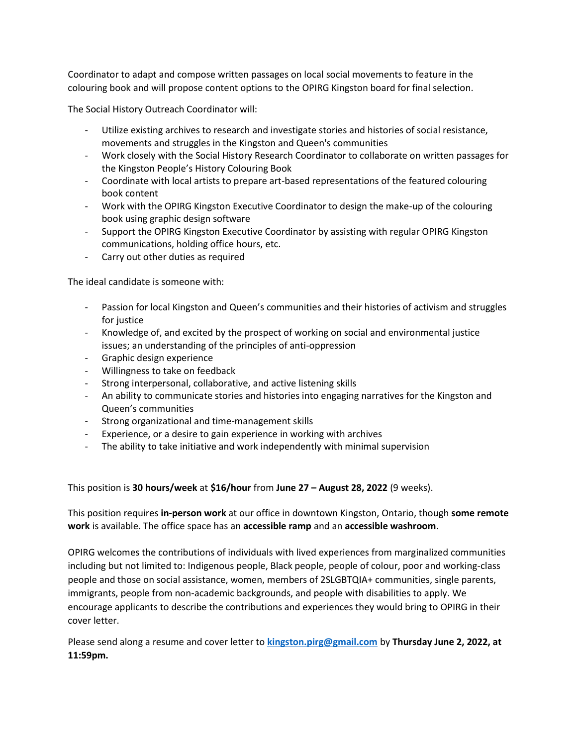Coordinator to adapt and compose written passages on local social movements to feature in the colouring book and will propose content options to the OPIRG Kingston board for final selection.

The Social History Outreach Coordinator will:

- Utilize existing archives to research and investigate stories and histories of social resistance, movements and struggles in the Kingston and Queen's communities
- Work closely with the Social History Research Coordinator to collaborate on written passages for the Kingston People's History Colouring Book
- Coordinate with local artists to prepare art-based representations of the featured colouring book content
- Work with the OPIRG Kingston Executive Coordinator to design the make-up of the colouring book using graphic design software
- Support the OPIRG Kingston Executive Coordinator by assisting with regular OPIRG Kingston communications, holding office hours, etc.
- Carry out other duties as required

The ideal candidate is someone with:

- Passion for local Kingston and Queen's communities and their histories of activism and struggles for justice
- Knowledge of, and excited by the prospect of working on social and environmental justice issues; an understanding of the principles of anti-oppression
- Graphic design experience
- Willingness to take on feedback
- Strong interpersonal, collaborative, and active listening skills
- An ability to communicate stories and histories into engaging narratives for the Kingston and Queen's communities
- Strong organizational and time-management skills
- Experience, or a desire to gain experience in working with archives
- The ability to take initiative and work independently with minimal supervision

This position is **30 hours/week** at **$16/hour** from **June 27 – August 28, 2022** (9 weeks).

This position requires **in-person work** at our office in downtown Kingston, Ontario, though **some remote work** is available. The office space has an **accessible ramp** and an **accessible washroom**.

OPIRG welcomes the contributions of individuals with lived experiences from marginalized communities including but not limited to: Indigenous people, Black people, people of colour, poor and working-class people and those on social assistance, women, members of 2SLGBTQIA+ communities, single parents, immigrants, people from non-academic backgrounds, and people with disabilities to apply. We encourage applicants to describe the contributions and experiences they would bring to OPIRG in their cover letter.

Please send along a resume and cover letter to **kingston.pirg@gmail.com** by **Thursday June 2, 2022, at 11:59pm.**